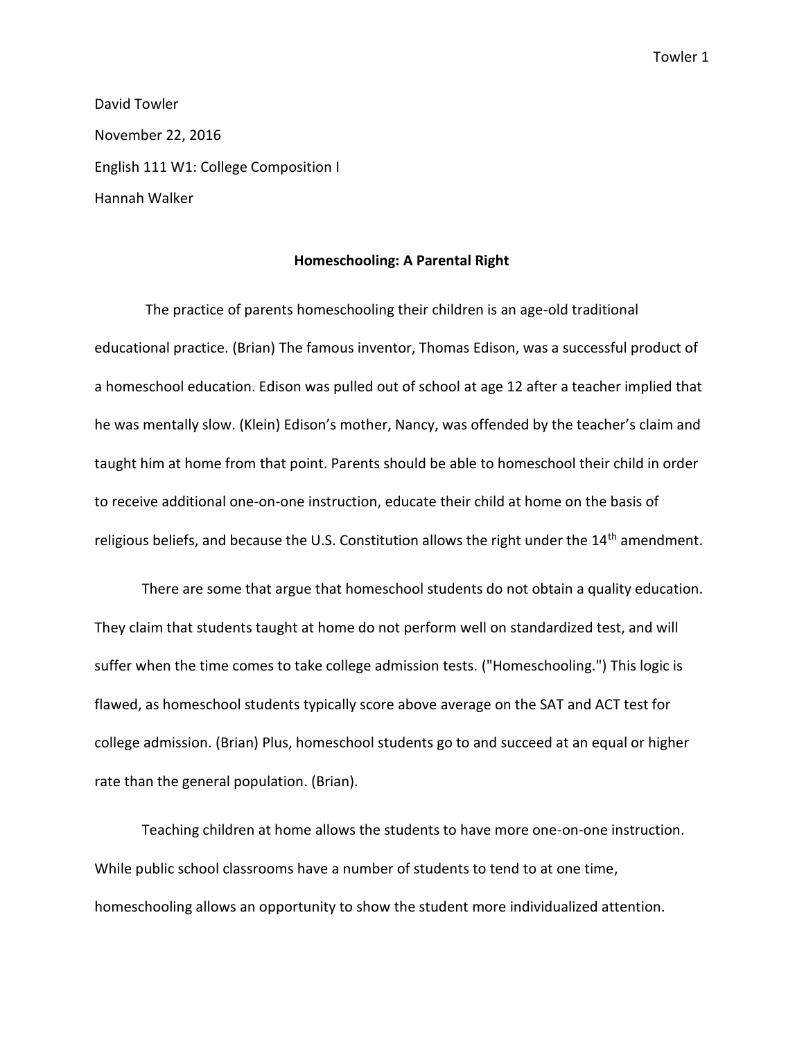David Towler

November 22, 2016

English 111 W1: College Composition I

Hannah Walker

# Homeschooling: A Parental Right

The practice of parents homeschooling their children is an age-old traditional educational practice. (Brian) The famous inventor, Thomas Edison, was a successful product of a homeschool education. Edison was pulled out of school at age 12 after a teacher implied that he was mentally slow. (Klein) Edison's mother, Nancy, was offended by the teacher's claim and taught him at home from that point. Parents should be able to homeschool their child in order to receive additional one-on-one instruction, educate their child at home on the basis of religious beliefs, and because the U.S. Constitution allows the right under the 14th amendment.

There are some that argue that homeschool students do not obtain a quality education. They claim that students taught at home do not perform well on standardized test, and will suffer when the time comes to take college admission tests. ("Homeschooling.") This logic is flawed, as homeschool students typically score above average on the SAT and ACT test for college admission. (Brian) Plus, homeschool students go to and succeed at an equal or higher rate than the general population. (Brian).

Teaching children at home allows the students to have more one-on-one instruction. While public school classrooms have a number of students to tend to at one time, homeschooling allows an opportunity to show the student more individualized attention.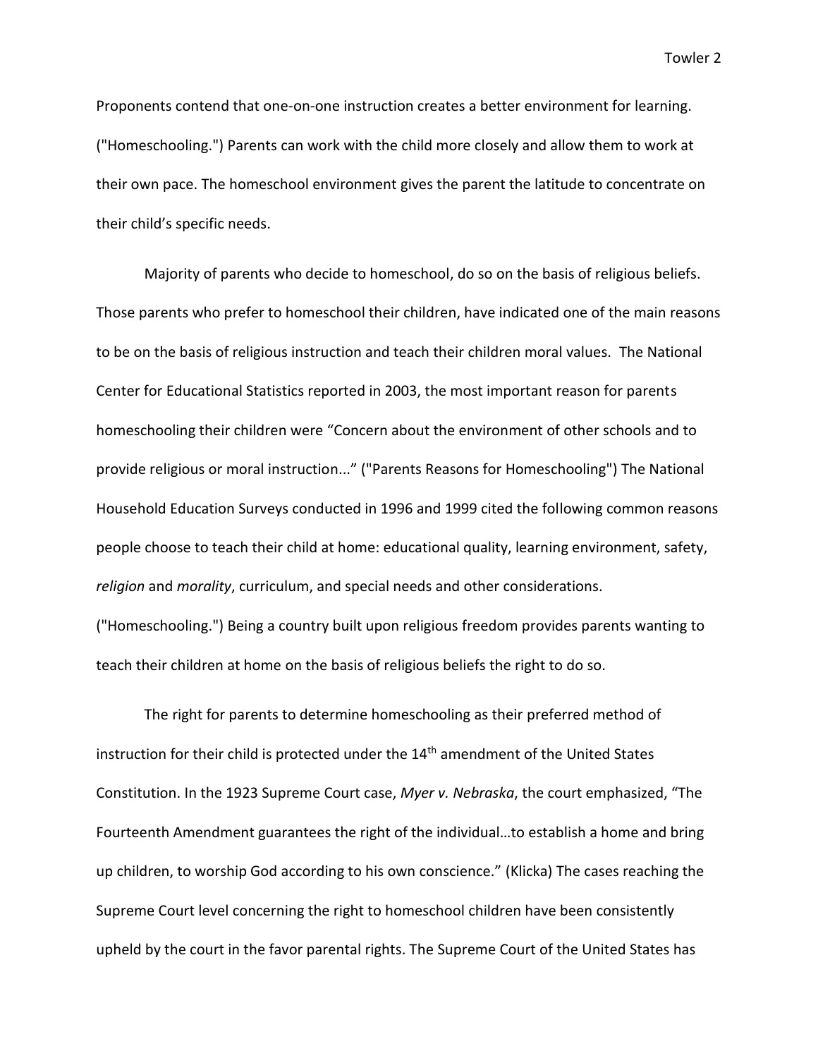Proponents contend that one-on-one instruction creates a better environment for learning. ("Homeschooling.") Parents can work with the child more closely and allow them to work at their own pace. The homeschool environment gives the parent the latitude to concentrate on their child's specific needs.

Majority of parents who decide to homeschool, do so on the basis of religious beliefs. Those parents who prefer to homeschool their children, have indicated one of the main reasons to be on the basis of religious instruction and teach their children moral values. The National Center for Educational Statistics reported in 2003, the most important reason for parents homeschooling their children were "Concern about the environment of other schools and to provide religious or moral instruction..." ("Parents Reasons for Homeschooling") The National Household Education Surveys conducted in 1996 and 1999 cited the following common reasons people choose to teach their child at home: educational quality, learning environment, safety, *religion* and *morality*, curriculum, and special needs and other considerations. ("Homeschooling.") Being a country built upon religious freedom provides parents wanting to teach their children at home on the basis of religious beliefs the right to do so.

The right for parents to determine homeschooling as their preferred method of instruction for their child is protected under the 14th amendment of the United States Constitution. In the 1923 Supreme Court case, *Myer v. Nebraska*, the court emphasized, "The Fourteenth Amendment guarantees the right of the individual…to establish a home and bring up children, to worship God according to his own conscience." (Klicka) The cases reaching the Supreme Court level concerning the right to homeschool children have been consistently upheld by the court in the favor parental rights. The Supreme Court of the United States has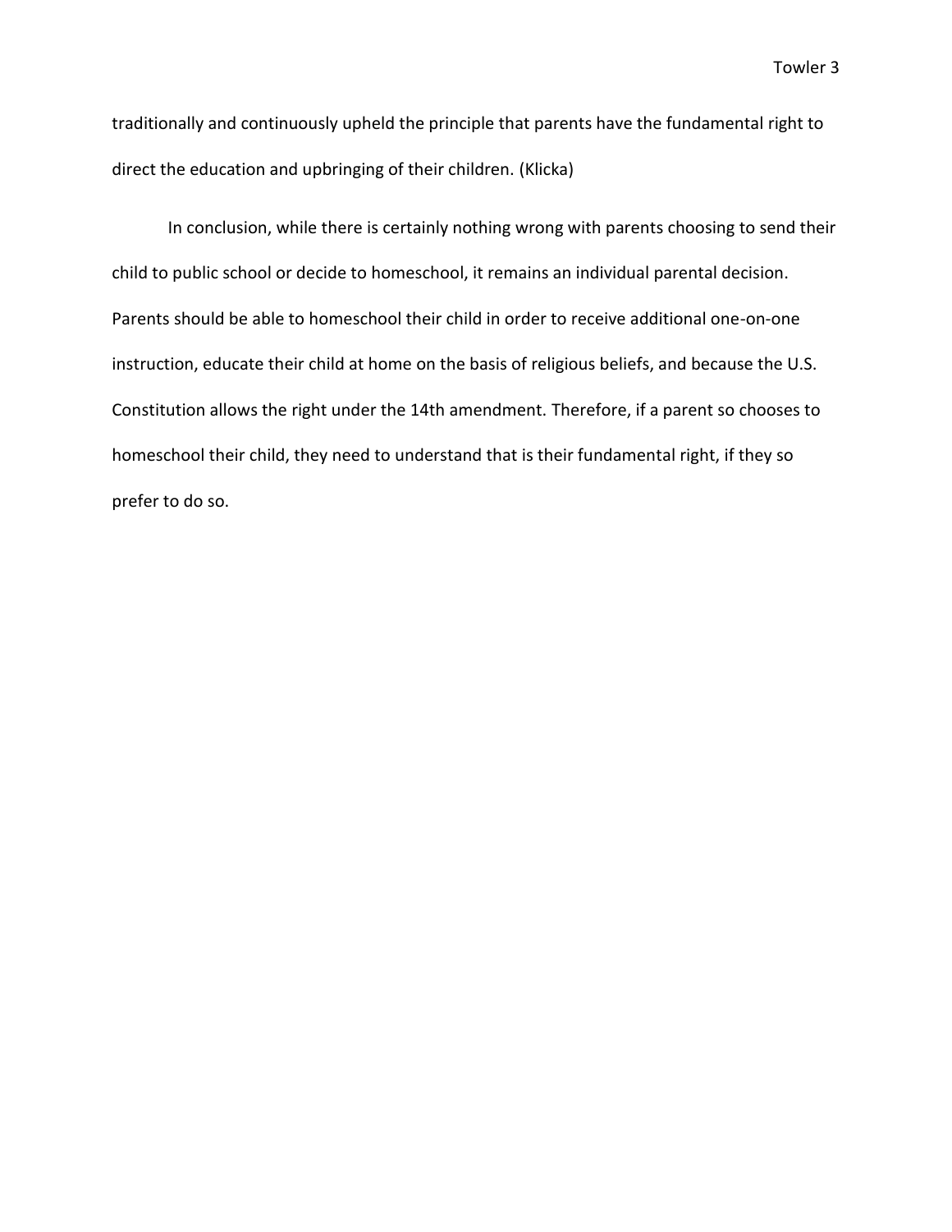traditionally and continuously upheld the principle that parents have the fundamental right to direct the education and upbringing of their children. (Klicka)

In conclusion, while there is certainly nothing wrong with parents choosing to send their child to public school or decide to homeschool, it remains an individual parental decision. Parents should be able to homeschool their child in order to receive additional one-on-one instruction, educate their child at home on the basis of religious beliefs, and because the U.S. Constitution allows the right under the 14th amendment. Therefore, if a parent so chooses to homeschool their child, they need to understand that is their fundamental right, if they so prefer to do so.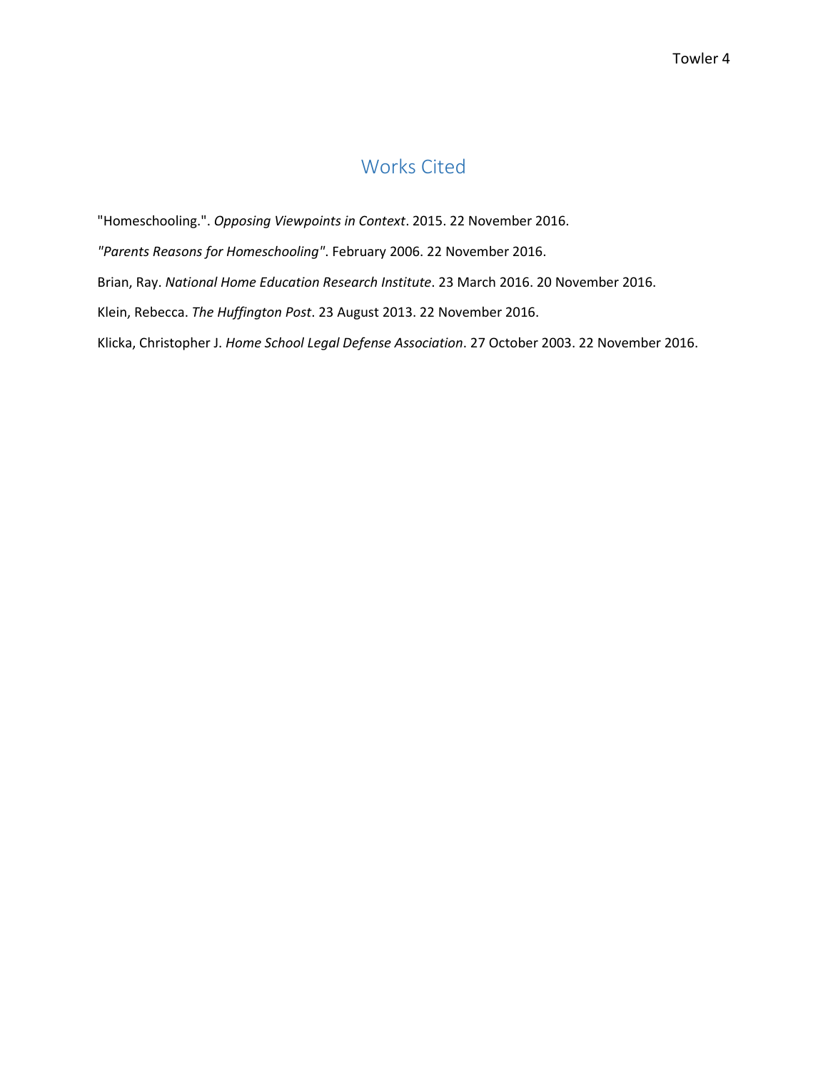# Works Cited

"Homeschooling.". *Opposing Viewpoints in Context*. 2015. 22 November 2016.

*"Parents Reasons for Homeschooling"*. February 2006. 22 November 2016.

Brian, Ray. *National Home Education Research Institute*. 23 March 2016. 20 November 2016.

Klein, Rebecca. *The Huffington Post*. 23 August 2013. 22 November 2016.

Klicka, Christopher J. *Home School Legal Defense Association*. 27 October 2003. 22 November 2016.